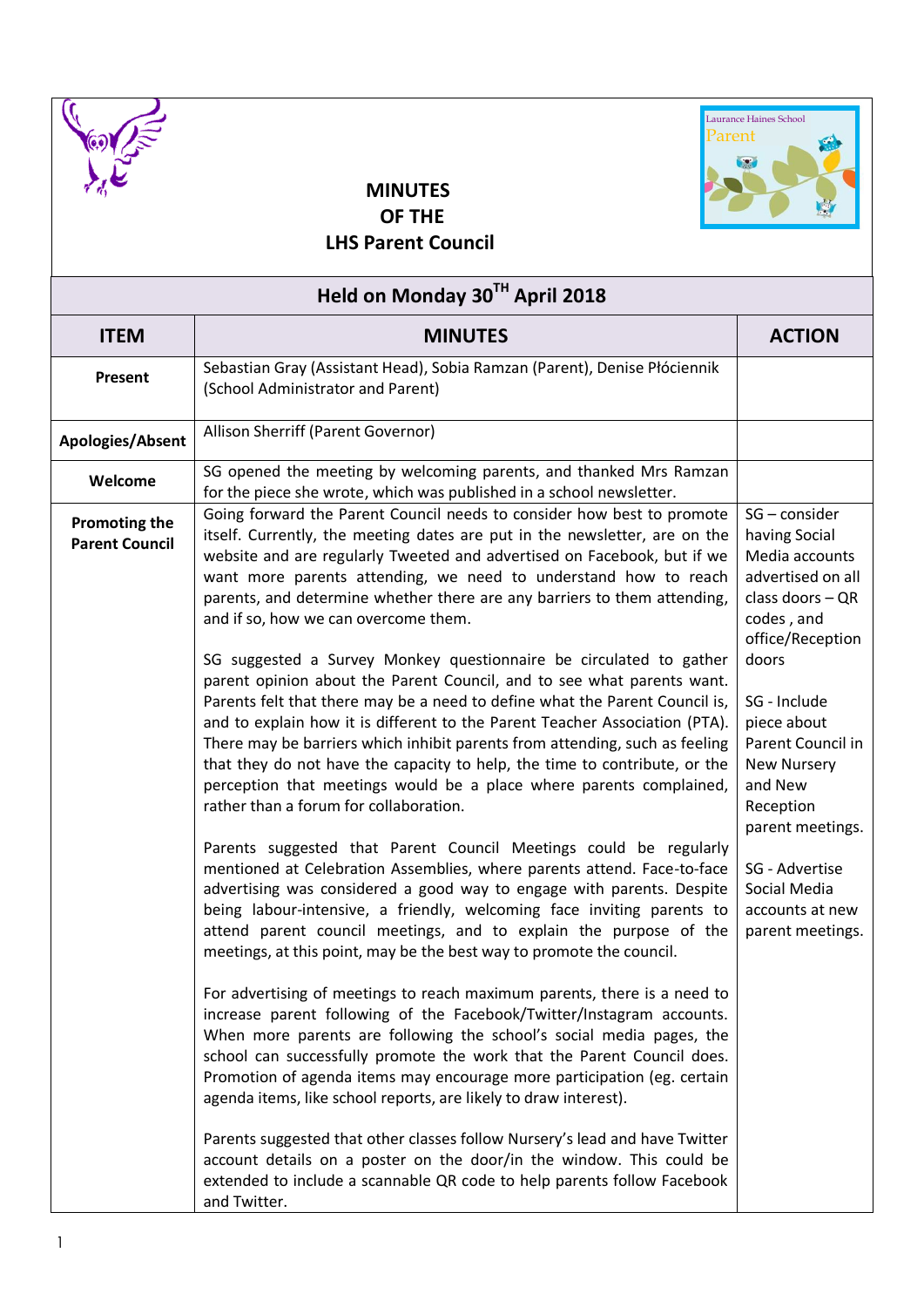# MINUTES OF THE LHS Parent Council

Laurance Haines School Parent

## Held on Monday 30TH April 2018

| ITEM | MINUTES | ACTION |
|---|---|---|
| **Present** | Sebastian Gray (Assistant Head), Sobia Ramzan (Parent), Denise Płóciennik (School Administrator and Parent) | |
| **Apologies/Absent** | Allison Sherriff (Parent Governor) | |
| **Welcome** | SG opened the meeting by welcoming parents, and thanked Mrs Ramzan for the piece she wrote, which was published in a school newsletter. | |
| **Promoting the Parent Council** | Going forward the Parent Council needs to consider how best to promote itself. Currently, the meeting dates are put in the newsletter, are on the website and are regularly Tweeted and advertised on Facebook, but if we want more parents attending, we need to understand how to reach parents, and determine whether there are any barriers to them attending, and if so, how we can overcome them.<br><br>SG suggested a Survey Monkey questionnaire be circulated to gather parent opinion about the Parent Council, and to see what parents want. Parents felt that there may be a need to define what the Parent Council is, and to explain how it is different to the Parent Teacher Association (PTA). There may be barriers which inhibit parents from attending, such as feeling that they do not have the capacity to help, the time to contribute, or the perception that meetings would be a place where parents complained, rather than a forum for collaboration.<br><br>Parents suggested that Parent Council Meetings could be regularly mentioned at Celebration Assemblies, where parents attend. Face-to-face advertising was considered a good way to engage with parents. Despite being labour-intensive, a friendly, welcoming face inviting parents to attend parent council meetings, and to explain the purpose of the meetings, at this point, may be the best way to promote the council.<br><br>For advertising of meetings to reach maximum parents, there is a need to increase parent following of the Facebook/Twitter/Instagram accounts. When more parents are following the school's social media pages, the school can successfully promote the work that the Parent Council does. Promotion of agenda items may encourage more participation (eg. certain agenda items, like school reports, are likely to draw interest).<br><br>Parents suggested that other classes follow Nursery's lead and have Twitter account details on a poster on the door/in the window. This could be extended to include a scannable QR code to help parents follow Facebook and Twitter. | SG – consider having Social Media accounts advertised on all class doors – QR codes , and office/Reception doors<br><br>SG - Include piece about Parent Council in New Nursery and New Reception parent meetings.<br><br>SG - Advertise Social Media accounts at new parent meetings. |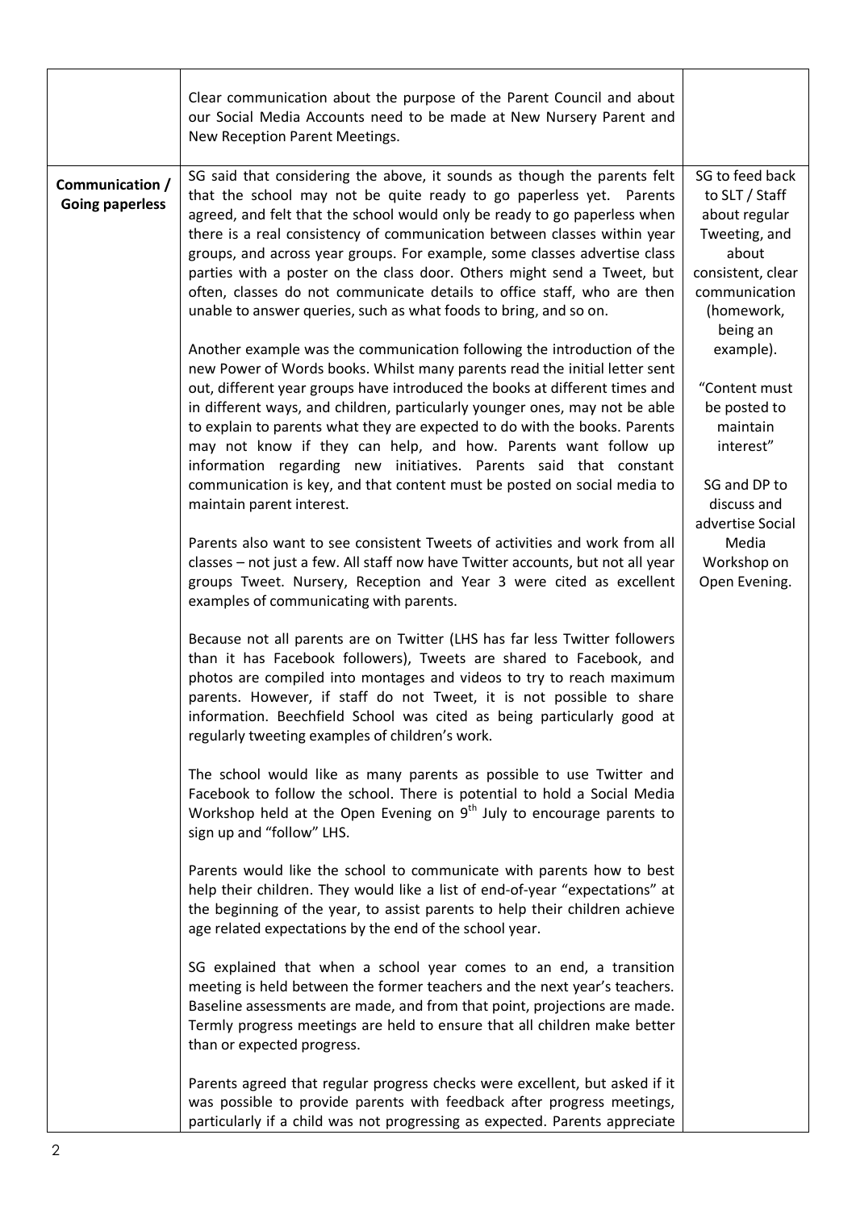| | | |
|---|---|---|
| | Clear communication about the purpose of the Parent Council and about our Social Media Accounts need to be made at New Nursery Parent and New Reception Parent Meetings. | |
| **Communication / Going paperless** | SG said that considering the above, it sounds as though the parents felt that the school may not be quite ready to go paperless yet. Parents agreed, and felt that the school would only be ready to go paperless when there is a real consistency of communication between classes within year groups, and across year groups. For example, some classes advertise class parties with a poster on the class door. Others might send a Tweet, but often, classes do not communicate details to office staff, who are then unable to answer queries, such as what foods to bring, and so on.<br><br>Another example was the communication following the introduction of the new Power of Words books. Whilst many parents read the initial letter sent out, different year groups have introduced the books at different times and in different ways, and children, particularly younger ones, may not be able to explain to parents what they are expected to do with the books. Parents may not know if they can help, and how. Parents want follow up information regarding new initiatives. Parents said that constant communication is key, and that content must be posted on social media to maintain parent interest.<br><br>Parents also want to see consistent Tweets of activities and work from all classes – not just a few. All staff now have Twitter accounts, but not all year groups Tweet. Nursery, Reception and Year 3 were cited as excellent examples of communicating with parents.<br><br>Because not all parents are on Twitter (LHS has far less Twitter followers than it has Facebook followers), Tweets are shared to Facebook, and photos are compiled into montages and videos to try to reach maximum parents. However, if staff do not Tweet, it is not possible to share information. Beechfield School was cited as being particularly good at regularly tweeting examples of children's work.<br><br>The school would like as many parents as possible to use Twitter and Facebook to follow the school. There is potential to hold a Social Media Workshop held at the Open Evening on 9th July to encourage parents to sign up and "follow" LHS.<br><br>Parents would like the school to communicate with parents how to best help their children. They would like a list of end-of-year "expectations" at the beginning of the year, to assist parents to help their children achieve age related expectations by the end of the school year.<br><br>SG explained that when a school year comes to an end, a transition meeting is held between the former teachers and the next year's teachers. Baseline assessments are made, and from that point, projections are made. Termly progress meetings are held to ensure that all children make better than or expected progress.<br><br>Parents agreed that regular progress checks were excellent, but asked if it was possible to provide parents with feedback after progress meetings, particularly if a child was not progressing as expected. Parents appreciate | SG to feed back to SLT / Staff about regular Tweeting, and about consistent, clear communication (homework, being an example).<br><br>"Content must be posted to maintain interest"<br><br>SG and DP to discuss and advertise Social Media Workshop on Open Evening. |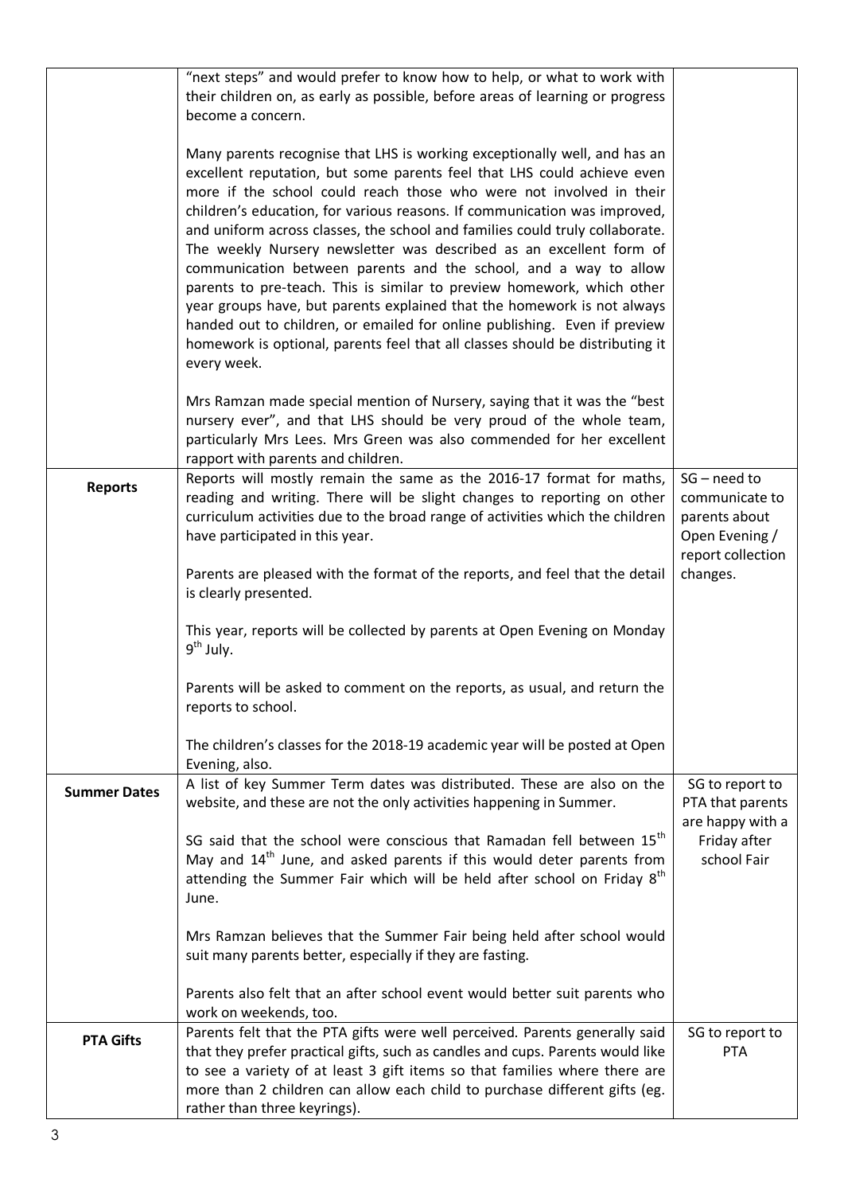| | | |
|---|---|---|
| | "next steps" and would prefer to know how to help, or what to work with their children on, as early as possible, before areas of learning or progress become a concern.<br><br>Many parents recognise that LHS is working exceptionally well, and has an excellent reputation, but some parents feel that LHS could achieve even more if the school could reach those who were not involved in their children's education, for various reasons. If communication was improved, and uniform across classes, the school and families could truly collaborate. The weekly Nursery newsletter was described as an excellent form of communication between parents and the school, and a way to allow parents to pre-teach. This is similar to preview homework, which other year groups have, but parents explained that the homework is not always handed out to children, or emailed for online publishing. Even if preview homework is optional, parents feel that all classes should be distributing it every week.<br><br>Mrs Ramzan made special mention of Nursery, saying that it was the "best nursery ever", and that LHS should be very proud of the whole team, particularly Mrs Lees. Mrs Green was also commended for her excellent rapport with parents and children. | |
| **Reports** | Reports will mostly remain the same as the 2016-17 format for maths, reading and writing. There will be slight changes to reporting on other curriculum activities due to the broad range of activities which the children have participated in this year.<br><br>Parents are pleased with the format of the reports, and feel that the detail is clearly presented.<br><br>This year, reports will be collected by parents at Open Evening on Monday 9th July.<br><br>Parents will be asked to comment on the reports, as usual, and return the reports to school.<br><br>The children's classes for the 2018-19 academic year will be posted at Open Evening, also. | SG – need to communicate to parents about Open Evening / report collection changes. |
| **Summer Dates** | A list of key Summer Term dates was distributed. These are also on the website, and these are not the only activities happening in Summer.<br><br>SG said that the school were conscious that Ramadan fell between 15th May and 14th June, and asked parents if this would deter parents from attending the Summer Fair which will be held after school on Friday 8th June.<br><br>Mrs Ramzan believes that the Summer Fair being held after school would suit many parents better, especially if they are fasting.<br><br>Parents also felt that an after school event would better suit parents who work on weekends, too. | SG to report to PTA that parents are happy with a Friday after school Fair |
| **PTA Gifts** | Parents felt that the PTA gifts were well perceived. Parents generally said that they prefer practical gifts, such as candles and cups. Parents would like to see a variety of at least 3 gift items so that families where there are more than 2 children can allow each child to purchase different gifts (eg. rather than three keyrings). | SG to report to PTA |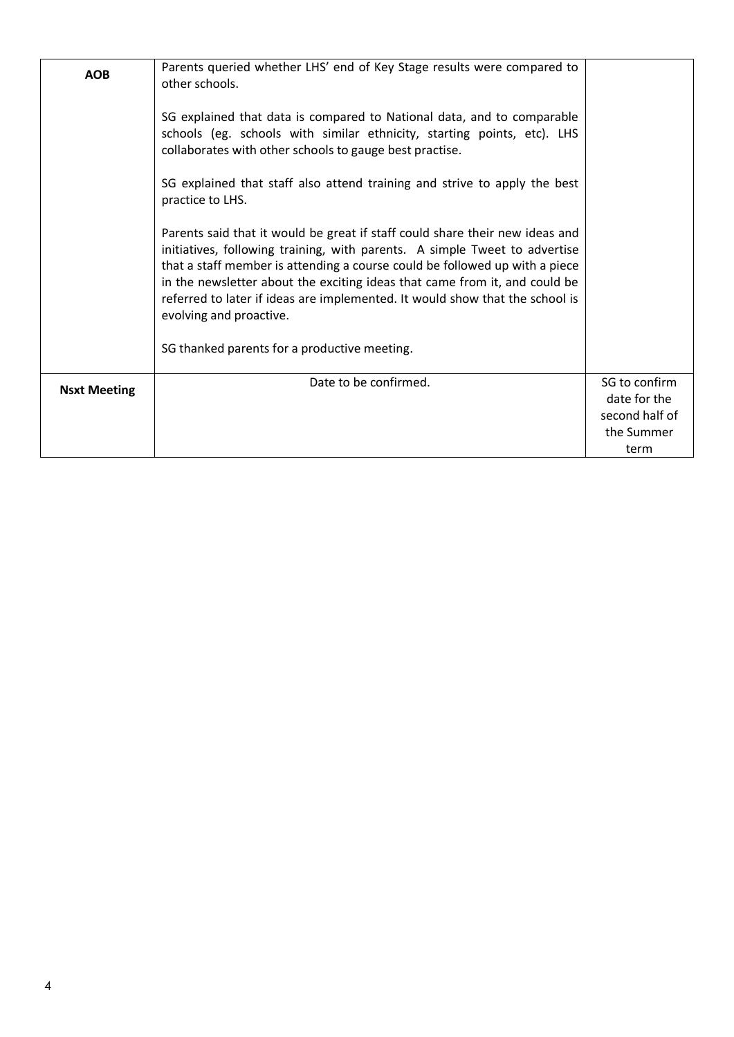| | | |
|---|---|---|
| **AOB** | Parents queried whether LHS' end of Key Stage results were compared to other schools.<br><br>SG explained that data is compared to National data, and to comparable schools (eg. schools with similar ethnicity, starting points, etc). LHS collaborates with other schools to gauge best practise.<br><br>SG explained that staff also attend training and strive to apply the best practice to LHS.<br><br>Parents said that it would be great if staff could share their new ideas and initiatives, following training, with parents. A simple Tweet to advertise that a staff member is attending a course could be followed up with a piece in the newsletter about the exciting ideas that came from it, and could be referred to later if ideas are implemented. It would show that the school is evolving and proactive.<br><br>SG thanked parents for a productive meeting. | |
| **Nsxt Meeting** | Date to be confirmed. | SG to confirm date for the second half of the Summer term |